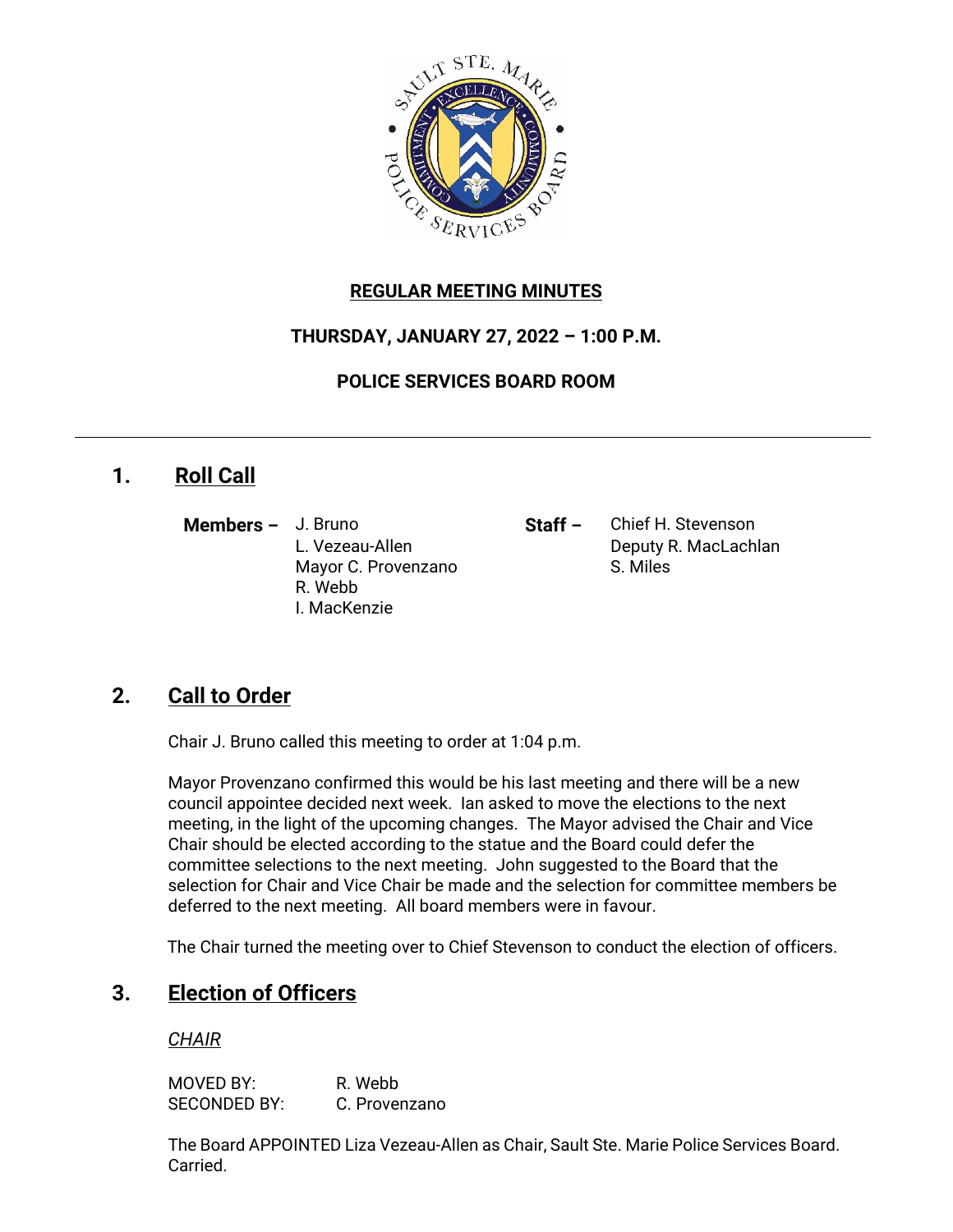**REGULAR MEETING MINUTES**

**THURSDAY, JANUARY 27, 2022 – 1:00 P.M.**

**POLICE SERVICES BOARD ROOM**

---

## 1. Roll Call

**Members –** J. Bruno
L. Vezeau-Allen
Mayor C. Provenzano
R. Webb
I. MacKenzie

**Staff –** Chief H. Stevenson
Deputy R. MacLachlan
S. Miles

## 2. Call to Order

Chair J. Bruno called this meeting to order at 1:04 p.m.

Mayor Provenzano confirmed this would be his last meeting and there will be a new council appointee decided next week. Ian asked to move the elections to the next meeting, in the light of the upcoming changes. The Mayor advised the Chair and Vice Chair should be elected according to the statue and the Board could defer the committee selections to the next meeting. John suggested to the Board that the selection for Chair and Vice Chair be made and the selection for committee members be deferred to the next meeting. All board members were in favour.

The Chair turned the meeting over to Chief Stevenson to conduct the election of officers.

## 3. Election of Officers

*CHAIR*

MOVED BY: R. Webb
SECONDED BY: C. Provenzano

The Board APPOINTED Liza Vezeau-Allen as Chair, Sault Ste. Marie Police Services Board. Carried.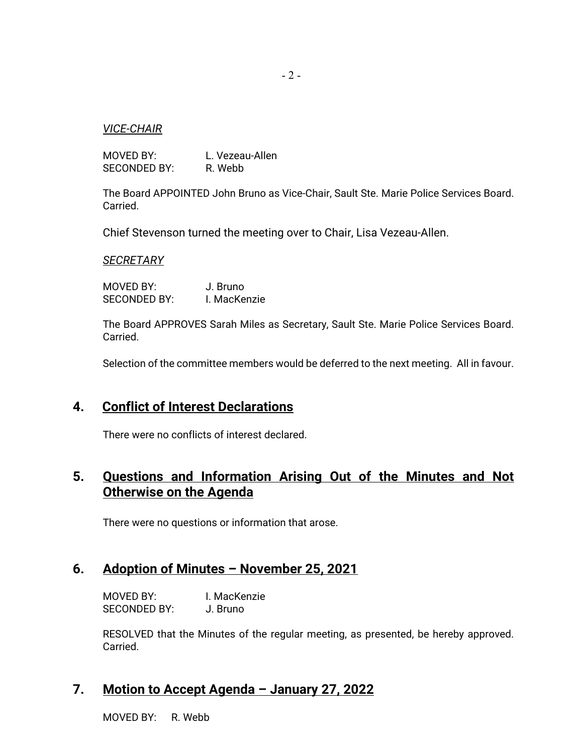*VICE-CHAIR*

MOVED BY: L. Vezeau-Allen
SECONDED BY: R. Webb

The Board APPOINTED John Bruno as Vice-Chair, Sault Ste. Marie Police Services Board. Carried.

Chief Stevenson turned the meeting over to Chair, Lisa Vezeau-Allen.

*SECRETARY*

MOVED BY: J. Bruno
SECONDED BY: I. MacKenzie

The Board APPROVES Sarah Miles as Secretary, Sault Ste. Marie Police Services Board. Carried.

Selection of the committee members would be deferred to the next meeting. All in favour.

## 4. Conflict of Interest Declarations

There were no conflicts of interest declared.

## 5. Questions and Information Arising Out of the Minutes and Not Otherwise on the Agenda

There were no questions or information that arose.

## 6. Adoption of Minutes – November 25, 2021

MOVED BY: I. MacKenzie
SECONDED BY: J. Bruno

RESOLVED that the Minutes of the regular meeting, as presented, be hereby approved. Carried.

## 7. Motion to Accept Agenda – January 27, 2022

MOVED BY: R. Webb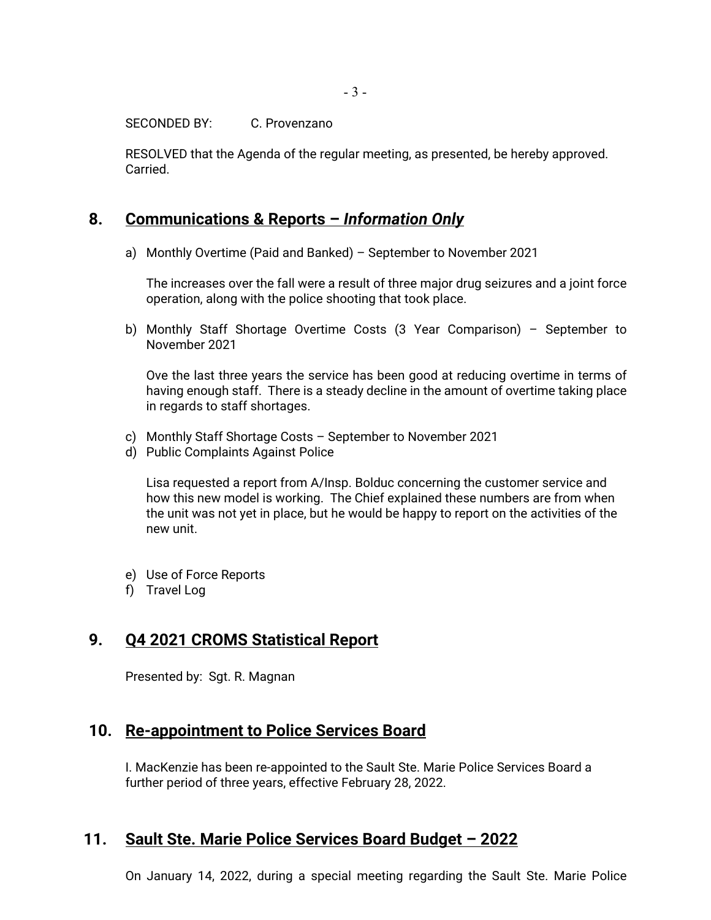SECONDED BY: C. Provenzano

RESOLVED that the Agenda of the regular meeting, as presented, be hereby approved. Carried.

## 8. Communications & Reports – *Information Only*

a) Monthly Overtime (Paid and Banked) – September to November 2021

   The increases over the fall were a result of three major drug seizures and a joint force operation, along with the police shooting that took place.

b) Monthly Staff Shortage Overtime Costs (3 Year Comparison) – September to November 2021

   Ove the last three years the service has been good at reducing overtime in terms of having enough staff. There is a steady decline in the amount of overtime taking place in regards to staff shortages.

c) Monthly Staff Shortage Costs – September to November 2021
d) Public Complaints Against Police

   Lisa requested a report from A/Insp. Bolduc concerning the customer service and how this new model is working. The Chief explained these numbers are from when the unit was not yet in place, but he would be happy to report on the activities of the new unit.

e) Use of Force Reports
f) Travel Log

## 9. Q4 2021 CROMS Statistical Report

Presented by: Sgt. R. Magnan

## 10. Re-appointment to Police Services Board

I. MacKenzie has been re-appointed to the Sault Ste. Marie Police Services Board a further period of three years, effective February 28, 2022.

## 11. Sault Ste. Marie Police Services Board Budget – 2022

On January 14, 2022, during a special meeting regarding the Sault Ste. Marie Police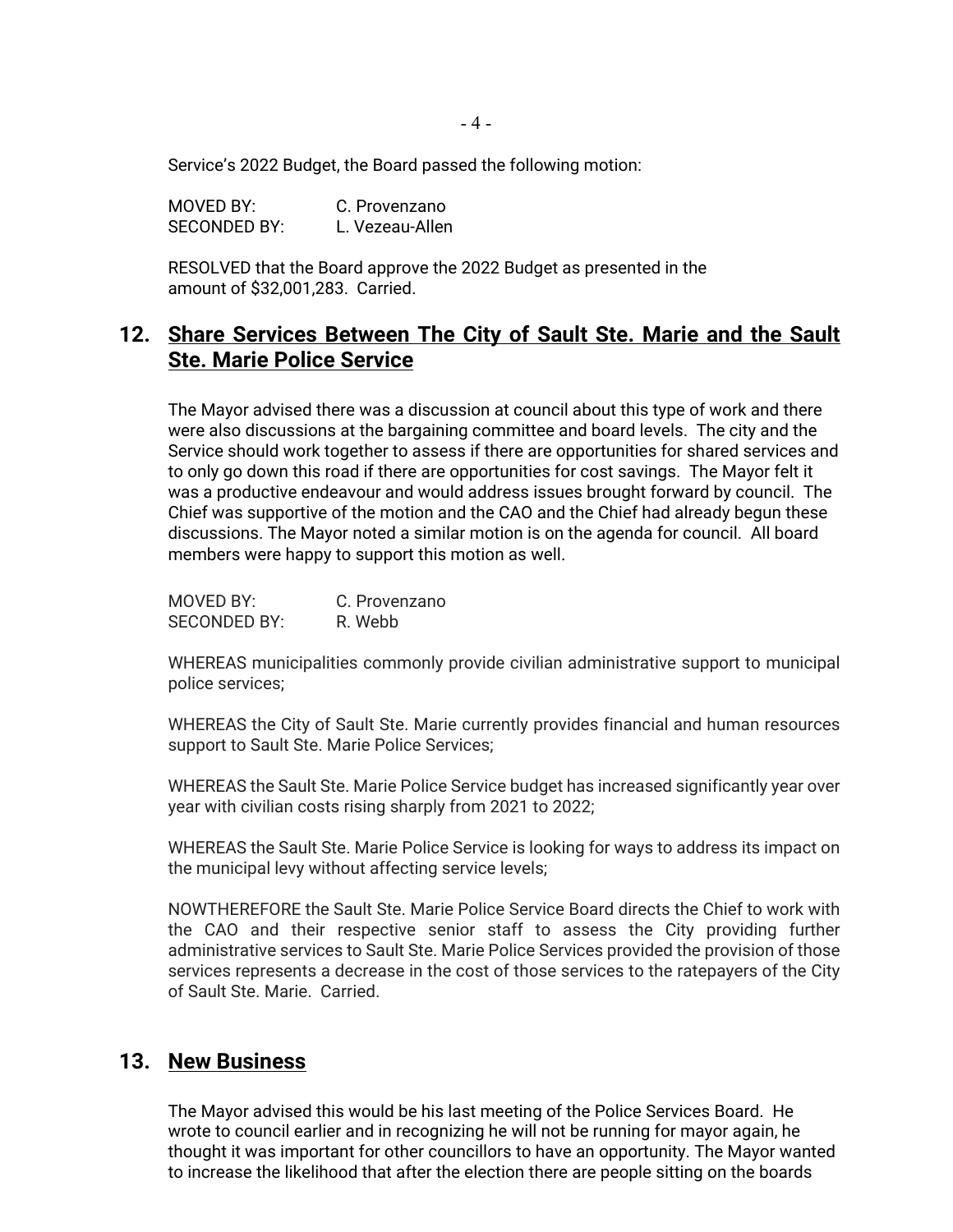Service's 2022 Budget, the Board passed the following motion:

MOVED BY: C. Provenzano
SECONDED BY: L. Vezeau-Allen

RESOLVED that the Board approve the 2022 Budget as presented in the amount of $32,001,283. Carried.

## 12. Share Services Between The City of Sault Ste. Marie and the Sault Ste. Marie Police Service

The Mayor advised there was a discussion at council about this type of work and there were also discussions at the bargaining committee and board levels. The city and the Service should work together to assess if there are opportunities for shared services and to only go down this road if there are opportunities for cost savings. The Mayor felt it was a productive endeavour and would address issues brought forward by council. The Chief was supportive of the motion and the CAO and the Chief had already begun these discussions. The Mayor noted a similar motion is on the agenda for council. All board members were happy to support this motion as well.

MOVED BY: C. Provenzano
SECONDED BY: R. Webb

WHEREAS municipalities commonly provide civilian administrative support to municipal police services;

WHEREAS the City of Sault Ste. Marie currently provides financial and human resources support to Sault Ste. Marie Police Services;

WHEREAS the Sault Ste. Marie Police Service budget has increased significantly year over year with civilian costs rising sharply from 2021 to 2022;

WHEREAS the Sault Ste. Marie Police Service is looking for ways to address its impact on the municipal levy without affecting service levels;

NOWTHEREFORE the Sault Ste. Marie Police Service Board directs the Chief to work with the CAO and their respective senior staff to assess the City providing further administrative services to Sault Ste. Marie Police Services provided the provision of those services represents a decrease in the cost of those services to the ratepayers of the City of Sault Ste. Marie. Carried.

## 13. New Business

The Mayor advised this would be his last meeting of the Police Services Board. He wrote to council earlier and in recognizing he will not be running for mayor again, he thought it was important for other councillors to have an opportunity. The Mayor wanted to increase the likelihood that after the election there are people sitting on the boards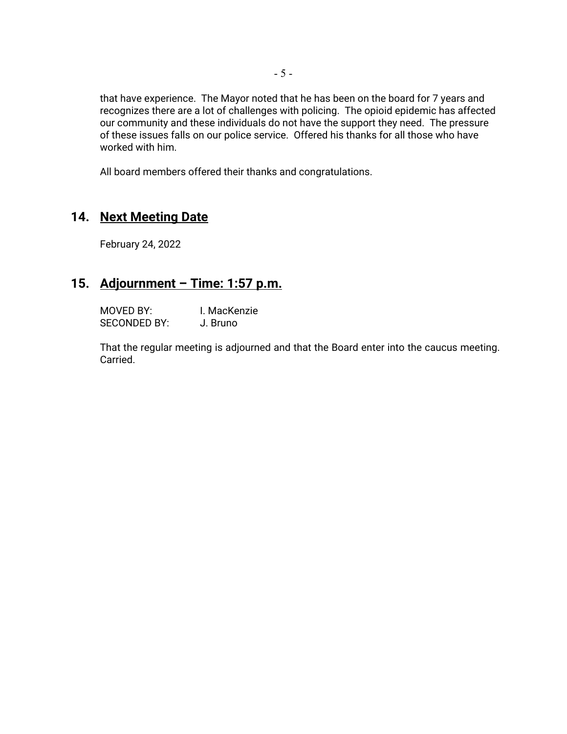that have experience. The Mayor noted that he has been on the board for 7 years and recognizes there are a lot of challenges with policing. The opioid epidemic has affected our community and these individuals do not have the support they need. The pressure of these issues falls on our police service. Offered his thanks for all those who have worked with him.

All board members offered their thanks and congratulations.

## 14. Next Meeting Date

February 24, 2022

## 15. Adjournment – Time: 1:57 p.m.

MOVED BY: I. MacKenzie
SECONDED BY: J. Bruno

That the regular meeting is adjourned and that the Board enter into the caucus meeting.
Carried.